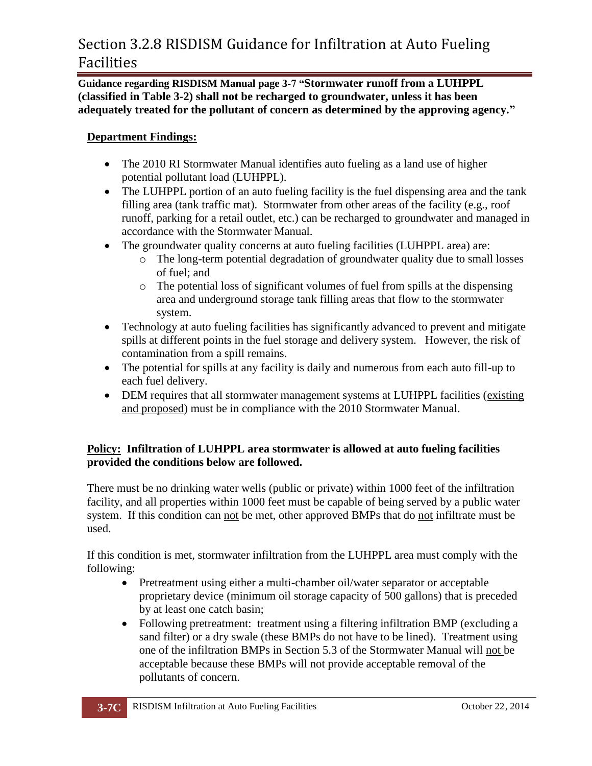# Section 3.2.8 RISDISM Guidance for Infiltration at Auto Fueling Facilities

**Guidance regarding RISDISM Manual page 3-7 "Stormwater runoff from a LUHPPL (classified in Table 3-2) shall not be recharged to groundwater, unless it has been adequately treated for the pollutant of concern as determined by the approving agency."**

**Department Findings:**

- The 2010 RI Stormwater Manual identifies auto fueling as a land use of higher potential pollutant load (LUHPPL).
- The LUHPPL portion of an auto fueling facility is the fuel dispensing area and the tank filling area (tank traffic mat). Stormwater from other areas of the facility (e.g., roof runoff, parking for a retail outlet, etc.) can be recharged to groundwater and managed in accordance with the Stormwater Manual.
- The groundwater quality concerns at auto fueling facilities (LUHPPL area) are:
  - The long-term potential degradation of groundwater quality due to small losses of fuel; and
  - The potential loss of significant volumes of fuel from spills at the dispensing area and underground storage tank filling areas that flow to the stormwater system.
- Technology at auto fueling facilities has significantly advanced to prevent and mitigate spills at different points in the fuel storage and delivery system. However, the risk of contamination from a spill remains.
- The potential for spills at any facility is daily and numerous from each auto fill-up to each fuel delivery.
- DEM requires that all stormwater management systems at LUHPPL facilities (existing and proposed) must be in compliance with the 2010 Stormwater Manual.

**Policy: Infiltration of LUHPPL area stormwater is allowed at auto fueling facilities provided the conditions below are followed.**

There must be no drinking water wells (public or private) within 1000 feet of the infiltration facility, and all properties within 1000 feet must be capable of being served by a public water system. If this condition can not be met, other approved BMPs that do not infiltrate must be used.

If this condition is met, stormwater infiltration from the LUHPPL area must comply with the following:

- Pretreatment using either a multi-chamber oil/water separator or acceptable proprietary device (minimum oil storage capacity of 500 gallons) that is preceded by at least one catch basin;
- Following pretreatment: treatment using a filtering infiltration BMP (excluding a sand filter) or a dry swale (these BMPs do not have to be lined). Treatment using one of the infiltration BMPs in Section 5.3 of the Stormwater Manual will not be acceptable because these BMPs will not provide acceptable removal of the pollutants of concern.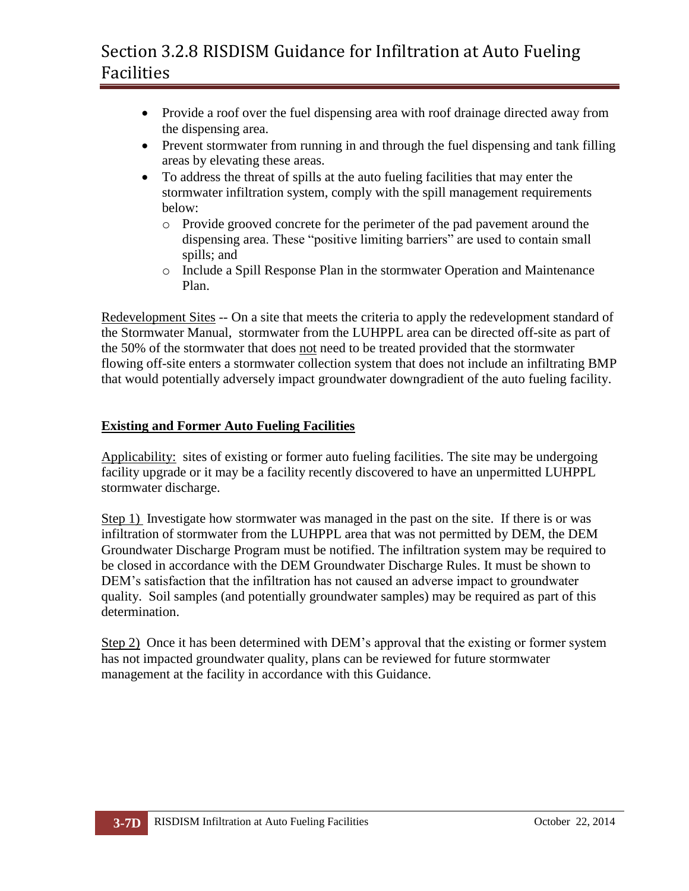# Section 3.2.8 RISDISM Guidance for Infiltration at Auto Fueling Facilities

- Provide a roof over the fuel dispensing area with roof drainage directed away from the dispensing area.
- Prevent stormwater from running in and through the fuel dispensing and tank filling areas by elevating these areas.
- To address the threat of spills at the auto fueling facilities that may enter the stormwater infiltration system, comply with the spill management requirements below:
  - Provide grooved concrete for the perimeter of the pad pavement around the dispensing area. These "positive limiting barriers" are used to contain small spills; and
  - Include a Spill Response Plan in the stormwater Operation and Maintenance Plan.

Redevelopment Sites -- On a site that meets the criteria to apply the redevelopment standard of the Stormwater Manual, stormwater from the LUHPPL area can be directed off-site as part of the 50% of the stormwater that does not need to be treated provided that the stormwater flowing off-site enters a stormwater collection system that does not include an infiltrating BMP that would potentially adversely impact groundwater downgradient of the auto fueling facility.

**Existing and Former Auto Fueling Facilities**

Applicability: sites of existing or former auto fueling facilities. The site may be undergoing facility upgrade or it may be a facility recently discovered to have an unpermitted LUHPPL stormwater discharge.

Step 1) Investigate how stormwater was managed in the past on the site. If there is or was infiltration of stormwater from the LUHPPL area that was not permitted by DEM, the DEM Groundwater Discharge Program must be notified. The infiltration system may be required to be closed in accordance with the DEM Groundwater Discharge Rules. It must be shown to DEM's satisfaction that the infiltration has not caused an adverse impact to groundwater quality. Soil samples (and potentially groundwater samples) may be required as part of this determination.

Step 2) Once it has been determined with DEM's approval that the existing or former system has not impacted groundwater quality, plans can be reviewed for future stormwater management at the facility in accordance with this Guidance.